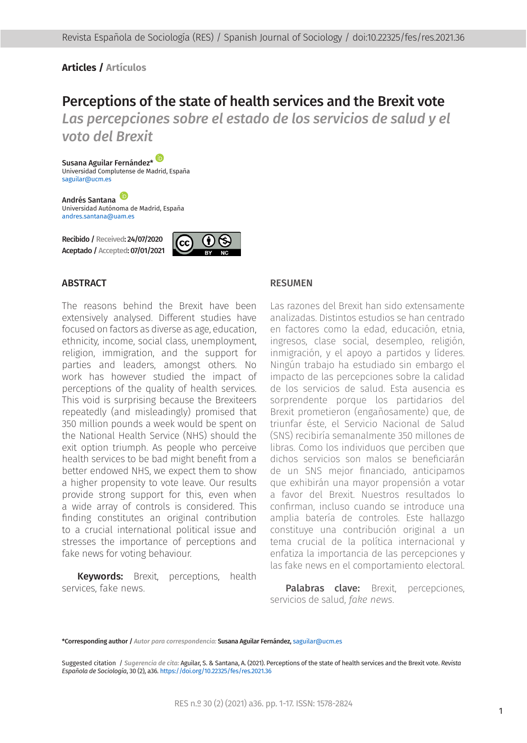**Articles / Artículos**

# Perceptions of the state of health services and the Brexit vote

## *Las percepciones sobre el estado de los servicios de salud y el voto del Brexit*

**Susana Aguilar Fernández***
Universidad Complutense de Madrid, España
saguilar@ucm.es

**Andrés Santana**
Universidad Autónoma de Madrid, España
andres.santana@uam.es

**Recibido / Received: 24/07/2020**
**Aceptado / Accepted: 07/01/2021**

### ABSTRACT

The reasons behind the Brexit have been extensively analysed. Different studies have focused on factors as diverse as age, education, ethnicity, income, social class, unemployment, religion, immigration, and the support for parties and leaders, amongst others. No work has however studied the impact of perceptions of the quality of health services. This void is surprising because the Brexiteers repeatedly (and misleadingly) promised that 350 million pounds a week would be spent on the National Health Service (NHS) should the exit option triumph. As people who perceive health services to be bad might benefit from a better endowed NHS, we expect them to show a higher propensity to vote leave. Our results provide strong support for this, even when a wide array of controls is considered. This finding constitutes an original contribution to a crucial international political issue and stresses the importance of perceptions and fake news for voting behaviour.

**Keywords:** Brexit, perceptions, health services, fake news.

### RESUMEN

Las razones del Brexit han sido extensamente analizadas. Distintos estudios se han centrado en factores como la edad, educación, etnia, ingresos, clase social, desempleo, religión, inmigración, y el apoyo a partidos y líderes. Ningún trabajo ha estudiado sin embargo el impacto de las percepciones sobre la calidad de los servicios de salud. Esta ausencia es sorprendente porque los partidarios del Brexit prometieron (engañosamente) que, de triunfar éste, el Servicio Nacional de Salud (SNS) recibiría semanalmente 350 millones de libras. Como los individuos que perciben que dichos servicios son malos se beneficiarán de un SNS mejor financiado, anticipamos que exhibirán una mayor propensión a votar a favor del Brexit. Nuestros resultados lo confirman, incluso cuando se introduce una amplia batería de controles. Este hallazgo constituye una contribución original a un tema crucial de la política internacional y enfatiza la importancia de las percepciones y las fake news en el comportamiento electoral.

**Palabras clave:** Brexit, percepciones, servicios de salud, *fake news*.

*Corresponding author / *Autor para correspondencia:* Susana Aguilar Fernández, saguilar@ucm.es

Suggested citation / *Sugerencia de cita:* Aguilar, S. & Santana, A. (2021). Perceptions of the state of health services and the Brexit vote. *Revista Española de Sociología*, 30 (2), a36. https://doi.org/10.22325/fes/res.2021.36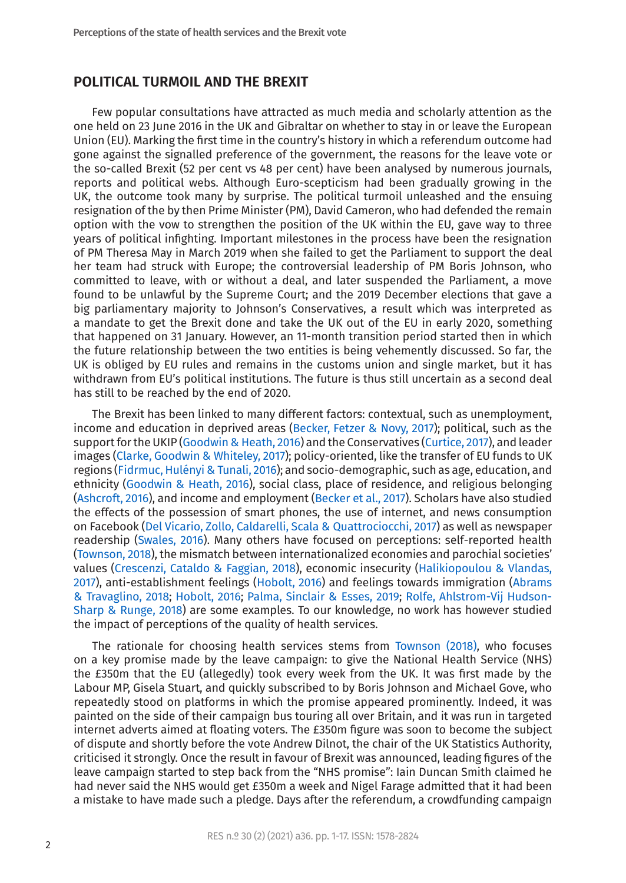## POLITICAL TURMOIL AND THE BREXIT

Few popular consultations have attracted as much media and scholarly attention as the one held on 23 June 2016 in the UK and Gibraltar on whether to stay in or leave the European Union (EU). Marking the first time in the country's history in which a referendum outcome had gone against the signalled preference of the government, the reasons for the leave vote or the so-called Brexit (52 per cent vs 48 per cent) have been analysed by numerous journals, reports and political webs. Although Euro-scepticism had been gradually growing in the UK, the outcome took many by surprise. The political turmoil unleashed and the ensuing resignation of the by then Prime Minister (PM), David Cameron, who had defended the remain option with the vow to strengthen the position of the UK within the EU, gave way to three years of political infighting. Important milestones in the process have been the resignation of PM Theresa May in March 2019 when she failed to get the Parliament to support the deal her team had struck with Europe; the controversial leadership of PM Boris Johnson, who committed to leave, with or without a deal, and later suspended the Parliament, a move found to be unlawful by the Supreme Court; and the 2019 December elections that gave a big parliamentary majority to Johnson's Conservatives, a result which was interpreted as a mandate to get the Brexit done and take the UK out of the EU in early 2020, something that happened on 31 January. However, an 11-month transition period started then in which the future relationship between the two entities is being vehemently discussed. So far, the UK is obliged by EU rules and remains in the customs union and single market, but it has withdrawn from EU's political institutions. The future is thus still uncertain as a second deal has still to be reached by the end of 2020.

The Brexit has been linked to many different factors: contextual, such as unemployment, income and education in deprived areas (Becker, Fetzer & Novy, 2017); political, such as the support for the UKIP (Goodwin & Heath, 2016) and the Conservatives (Curtice, 2017), and leader images (Clarke, Goodwin & Whiteley, 2017); policy-oriented, like the transfer of EU funds to UK regions (Fidrmuc, Hulényi & Tunali, 2016); and socio-demographic, such as age, education, and ethnicity (Goodwin & Heath, 2016), social class, place of residence, and religious belonging (Ashcroft, 2016), and income and employment (Becker et al., 2017). Scholars have also studied the effects of the possession of smart phones, the use of internet, and news consumption on Facebook (Del Vicario, Zollo, Caldarelli, Scala & Quattrociocchi, 2017) as well as newspaper readership (Swales, 2016). Many others have focused on perceptions: self-reported health (Townson, 2018), the mismatch between internationalized economies and parochial societies' values (Crescenzi, Cataldo & Faggian, 2018), economic insecurity (Halikiopoulou & Vlandas, 2017), anti-establishment feelings (Hobolt, 2016) and feelings towards immigration (Abrams & Travaglino, 2018; Hobolt, 2016; Palma, Sinclair & Esses, 2019; Rolfe, Ahlstrom-Vij Hudson-Sharp & Runge, 2018) are some examples. To our knowledge, no work has however studied the impact of perceptions of the quality of health services.

The rationale for choosing health services stems from Townson (2018), who focuses on a key promise made by the leave campaign: to give the National Health Service (NHS) the £350m that the EU (allegedly) took every week from the UK. It was first made by the Labour MP, Gisela Stuart, and quickly subscribed to by Boris Johnson and Michael Gove, who repeatedly stood on platforms in which the promise appeared prominently. Indeed, it was painted on the side of their campaign bus touring all over Britain, and it was run in targeted internet adverts aimed at floating voters. The £350m figure was soon to become the subject of dispute and shortly before the vote Andrew Dilnot, the chair of the UK Statistics Authority, criticised it strongly. Once the result in favour of Brexit was announced, leading figures of the leave campaign started to step back from the "NHS promise": Iain Duncan Smith claimed he had never said the NHS would get £350m a week and Nigel Farage admitted that it had been a mistake to have made such a pledge. Days after the referendum, a crowdfunding campaign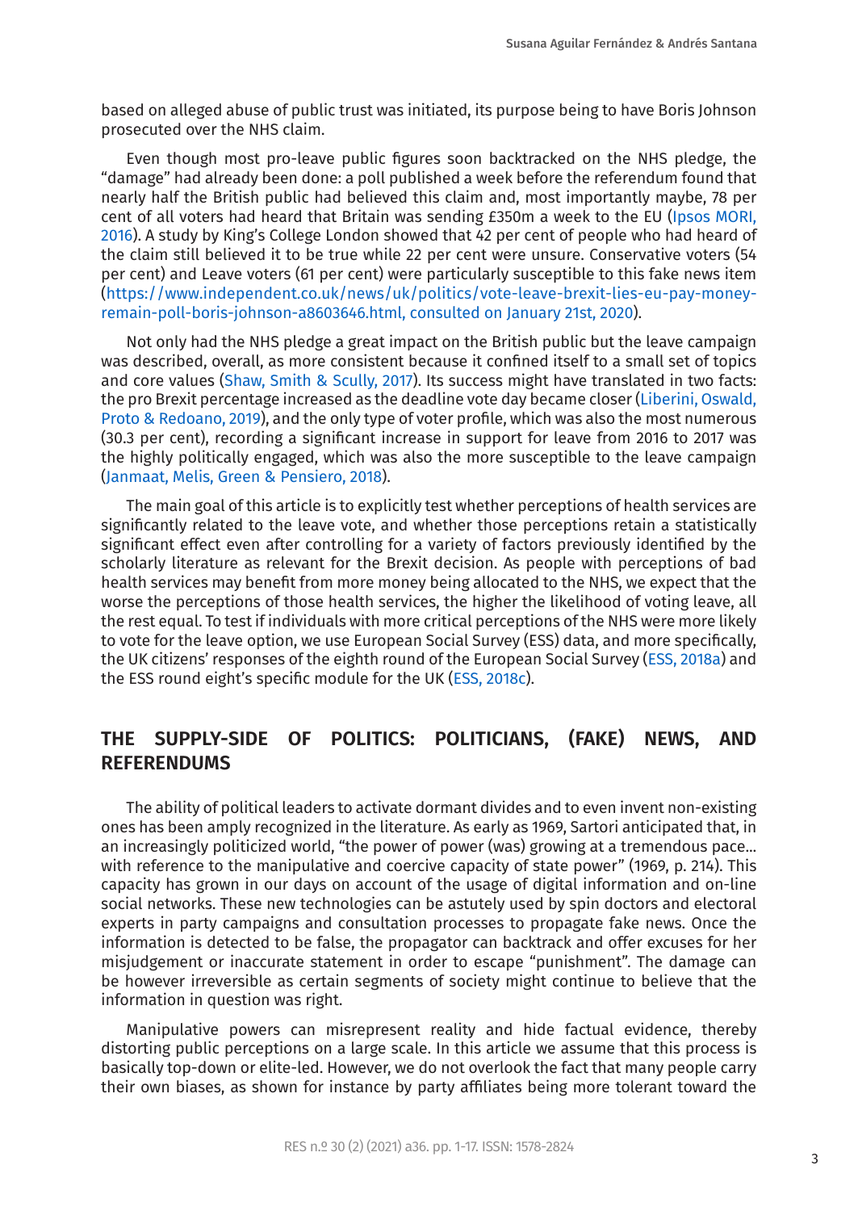based on alleged abuse of public trust was initiated, its purpose being to have Boris Johnson prosecuted over the NHS claim.

Even though most pro-leave public figures soon backtracked on the NHS pledge, the "damage" had already been done: a poll published a week before the referendum found that nearly half the British public had believed this claim and, most importantly maybe, 78 per cent of all voters had heard that Britain was sending £350m a week to the EU (Ipsos MORI, 2016). A study by King's College London showed that 42 per cent of people who had heard of the claim still believed it to be true while 22 per cent were unsure. Conservative voters (54 per cent) and Leave voters (61 per cent) were particularly susceptible to this fake news item (https://www.independent.co.uk/news/uk/politics/vote-leave-brexit-lies-eu-pay-money-remain-poll-boris-johnson-a8603646.html, consulted on January 21st, 2020).

Not only had the NHS pledge a great impact on the British public but the leave campaign was described, overall, as more consistent because it confined itself to a small set of topics and core values (Shaw, Smith & Scully, 2017). Its success might have translated in two facts: the pro Brexit percentage increased as the deadline vote day became closer (Liberini, Oswald, Proto & Redoano, 2019), and the only type of voter profile, which was also the most numerous (30.3 per cent), recording a significant increase in support for leave from 2016 to 2017 was the highly politically engaged, which was also the more susceptible to the leave campaign (Janmaat, Melis, Green & Pensiero, 2018).

The main goal of this article is to explicitly test whether perceptions of health services are significantly related to the leave vote, and whether those perceptions retain a statistically significant effect even after controlling for a variety of factors previously identified by the scholarly literature as relevant for the Brexit decision. As people with perceptions of bad health services may benefit from more money being allocated to the NHS, we expect that the worse the perceptions of those health services, the higher the likelihood of voting leave, all the rest equal. To test if individuals with more critical perceptions of the NHS were more likely to vote for the leave option, we use European Social Survey (ESS) data, and more specifically, the UK citizens' responses of the eighth round of the European Social Survey (ESS, 2018a) and the ESS round eight's specific module for the UK (ESS, 2018c).

## THE SUPPLY-SIDE OF POLITICS: POLITICIANS, (FAKE) NEWS, AND REFERENDUMS

The ability of political leaders to activate dormant divides and to even invent non-existing ones has been amply recognized in the literature. As early as 1969, Sartori anticipated that, in an increasingly politicized world, "the power of power (was) growing at a tremendous pace... with reference to the manipulative and coercive capacity of state power" (1969, p. 214). This capacity has grown in our days on account of the usage of digital information and on-line social networks. These new technologies can be astutely used by spin doctors and electoral experts in party campaigns and consultation processes to propagate fake news. Once the information is detected to be false, the propagator can backtrack and offer excuses for her misjudgement or inaccurate statement in order to escape "punishment". The damage can be however irreversible as certain segments of society might continue to believe that the information in question was right.

Manipulative powers can misrepresent reality and hide factual evidence, thereby distorting public perceptions on a large scale. In this article we assume that this process is basically top-down or elite-led. However, we do not overlook the fact that many people carry their own biases, as shown for instance by party affiliates being more tolerant toward the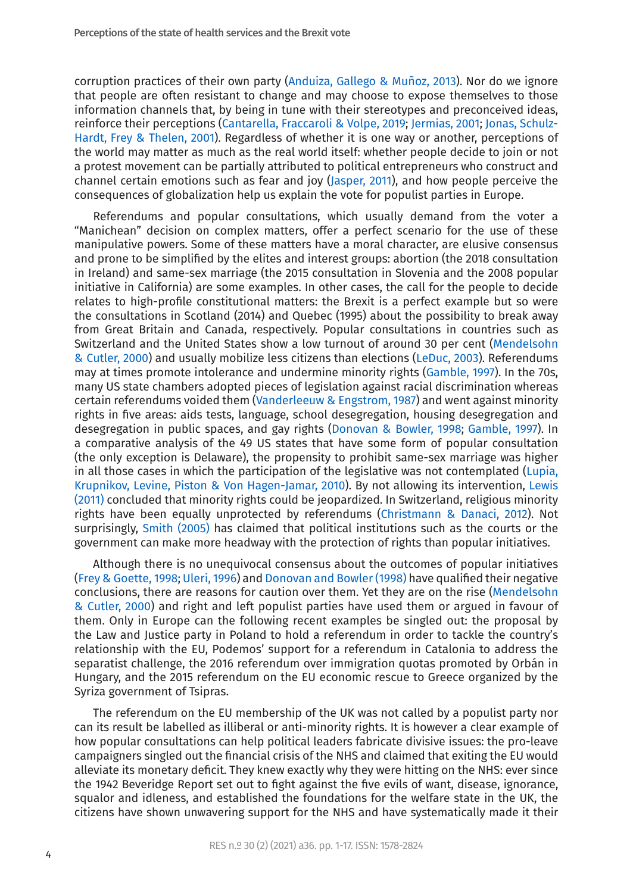corruption practices of their own party (Anduiza, Gallego & Muñoz, 2013). Nor do we ignore that people are often resistant to change and may choose to expose themselves to those information channels that, by being in tune with their stereotypes and preconceived ideas, reinforce their perceptions (Cantarella, Fraccaroli & Volpe, 2019; Jermias, 2001; Jonas, Schulz-Hardt, Frey & Thelen, 2001). Regardless of whether it is one way or another, perceptions of the world may matter as much as the real world itself: whether people decide to join or not a protest movement can be partially attributed to political entrepreneurs who construct and channel certain emotions such as fear and joy (Jasper, 2011), and how people perceive the consequences of globalization help us explain the vote for populist parties in Europe.

Referendums and popular consultations, which usually demand from the voter a "Manichean" decision on complex matters, offer a perfect scenario for the use of these manipulative powers. Some of these matters have a moral character, are elusive consensus and prone to be simplified by the elites and interest groups: abortion (the 2018 consultation in Ireland) and same-sex marriage (the 2015 consultation in Slovenia and the 2008 popular initiative in California) are some examples. In other cases, the call for the people to decide relates to high-profile constitutional matters: the Brexit is a perfect example but so were the consultations in Scotland (2014) and Quebec (1995) about the possibility to break away from Great Britain and Canada, respectively. Popular consultations in countries such as Switzerland and the United States show a low turnout of around 30 per cent (Mendelsohn & Cutler, 2000) and usually mobilize less citizens than elections (LeDuc, 2003). Referendums may at times promote intolerance and undermine minority rights (Gamble, 1997). In the 70s, many US state chambers adopted pieces of legislation against racial discrimination whereas certain referendums voided them (Vanderleeuw & Engstrom, 1987) and went against minority rights in five areas: aids tests, language, school desegregation, housing desegregation and desegregation in public spaces, and gay rights (Donovan & Bowler, 1998; Gamble, 1997). In a comparative analysis of the 49 US states that have some form of popular consultation (the only exception is Delaware), the propensity to prohibit same-sex marriage was higher in all those cases in which the participation of the legislative was not contemplated (Lupia, Krupnikov, Levine, Piston & Von Hagen-Jamar, 2010). By not allowing its intervention, Lewis (2011) concluded that minority rights could be jeopardized. In Switzerland, religious minority rights have been equally unprotected by referendums (Christmann & Danaci, 2012). Not surprisingly, Smith (2005) has claimed that political institutions such as the courts or the government can make more headway with the protection of rights than popular initiatives.

Although there is no unequivocal consensus about the outcomes of popular initiatives (Frey & Goette, 1998; Uleri, 1996) and Donovan and Bowler (1998) have qualified their negative conclusions, there are reasons for caution over them. Yet they are on the rise (Mendelsohn & Cutler, 2000) and right and left populist parties have used them or argued in favour of them. Only in Europe can the following recent examples be singled out: the proposal by the Law and Justice party in Poland to hold a referendum in order to tackle the country's relationship with the EU, Podemos' support for a referendum in Catalonia to address the separatist challenge, the 2016 referendum over immigration quotas promoted by Orbán in Hungary, and the 2015 referendum on the EU economic rescue to Greece organized by the Syriza government of Tsipras.

The referendum on the EU membership of the UK was not called by a populist party nor can its result be labelled as illiberal or anti-minority rights. It is however a clear example of how popular consultations can help political leaders fabricate divisive issues: the pro-leave campaigners singled out the financial crisis of the NHS and claimed that exiting the EU would alleviate its monetary deficit. They knew exactly why they were hitting on the NHS: ever since the 1942 Beveridge Report set out to fight against the five evils of want, disease, ignorance, squalor and idleness, and established the foundations for the welfare state in the UK, the citizens have shown unwavering support for the NHS and have systematically made it their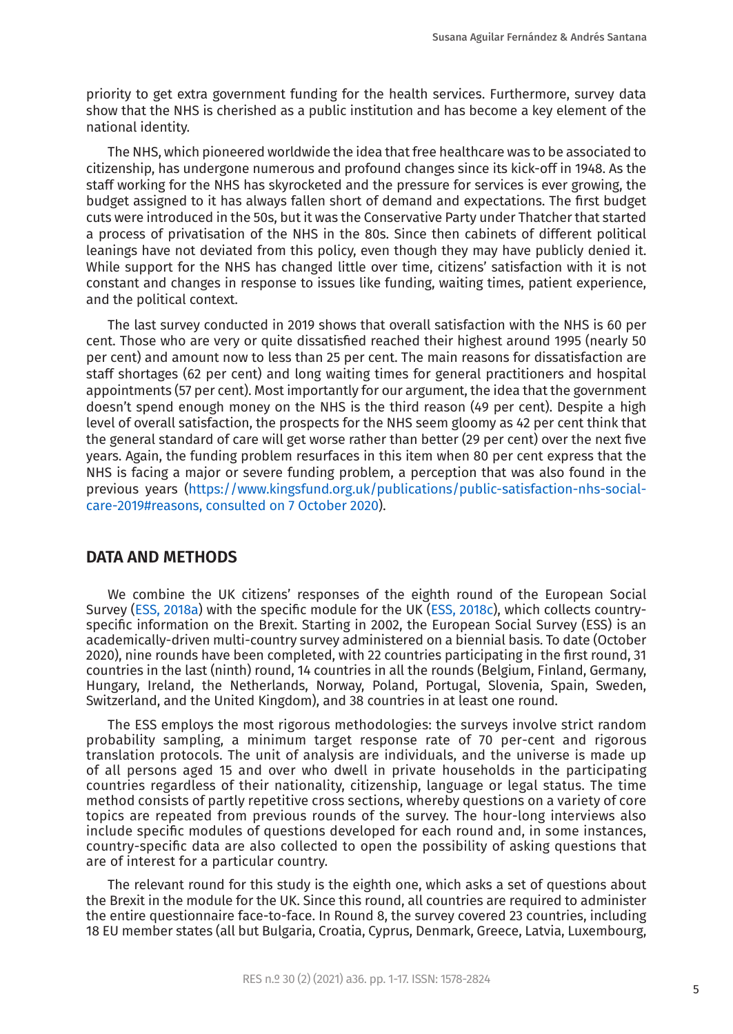priority to get extra government funding for the health services. Furthermore, survey data show that the NHS is cherished as a public institution and has become a key element of the national identity.

The NHS, which pioneered worldwide the idea that free healthcare was to be associated to citizenship, has undergone numerous and profound changes since its kick-off in 1948. As the staff working for the NHS has skyrocketed and the pressure for services is ever growing, the budget assigned to it has always fallen short of demand and expectations. The first budget cuts were introduced in the 50s, but it was the Conservative Party under Thatcher that started a process of privatisation of the NHS in the 80s. Since then cabinets of different political leanings have not deviated from this policy, even though they may have publicly denied it. While support for the NHS has changed little over time, citizens' satisfaction with it is not constant and changes in response to issues like funding, waiting times, patient experience, and the political context.

The last survey conducted in 2019 shows that overall satisfaction with the NHS is 60 per cent. Those who are very or quite dissatisfied reached their highest around 1995 (nearly 50 per cent) and amount now to less than 25 per cent. The main reasons for dissatisfaction are staff shortages (62 per cent) and long waiting times for general practitioners and hospital appointments (57 per cent). Most importantly for our argument, the idea that the government doesn't spend enough money on the NHS is the third reason (49 per cent). Despite a high level of overall satisfaction, the prospects for the NHS seem gloomy as 42 per cent think that the general standard of care will get worse rather than better (29 per cent) over the next five years. Again, the funding problem resurfaces in this item when 80 per cent express that the NHS is facing a major or severe funding problem, a perception that was also found in the previous years (https://www.kingsfund.org.uk/publications/public-satisfaction-nhs-social-care-2019#reasons, consulted on 7 October 2020).

## DATA AND METHODS

We combine the UK citizens' responses of the eighth round of the European Social Survey (ESS, 2018a) with the specific module for the UK (ESS, 2018c), which collects country-specific information on the Brexit. Starting in 2002, the European Social Survey (ESS) is an academically-driven multi-country survey administered on a biennial basis. To date (October 2020), nine rounds have been completed, with 22 countries participating in the first round, 31 countries in the last (ninth) round, 14 countries in all the rounds (Belgium, Finland, Germany, Hungary, Ireland, the Netherlands, Norway, Poland, Portugal, Slovenia, Spain, Sweden, Switzerland, and the United Kingdom), and 38 countries in at least one round.

The ESS employs the most rigorous methodologies: the surveys involve strict random probability sampling, a minimum target response rate of 70 per-cent and rigorous translation protocols. The unit of analysis are individuals, and the universe is made up of all persons aged 15 and over who dwell in private households in the participating countries regardless of their nationality, citizenship, language or legal status. The time method consists of partly repetitive cross sections, whereby questions on a variety of core topics are repeated from previous rounds of the survey. The hour-long interviews also include specific modules of questions developed for each round and, in some instances, country-specific data are also collected to open the possibility of asking questions that are of interest for a particular country.

The relevant round for this study is the eighth one, which asks a set of questions about the Brexit in the module for the UK. Since this round, all countries are required to administer the entire questionnaire face-to-face. In Round 8, the survey covered 23 countries, including 18 EU member states (all but Bulgaria, Croatia, Cyprus, Denmark, Greece, Latvia, Luxembourg,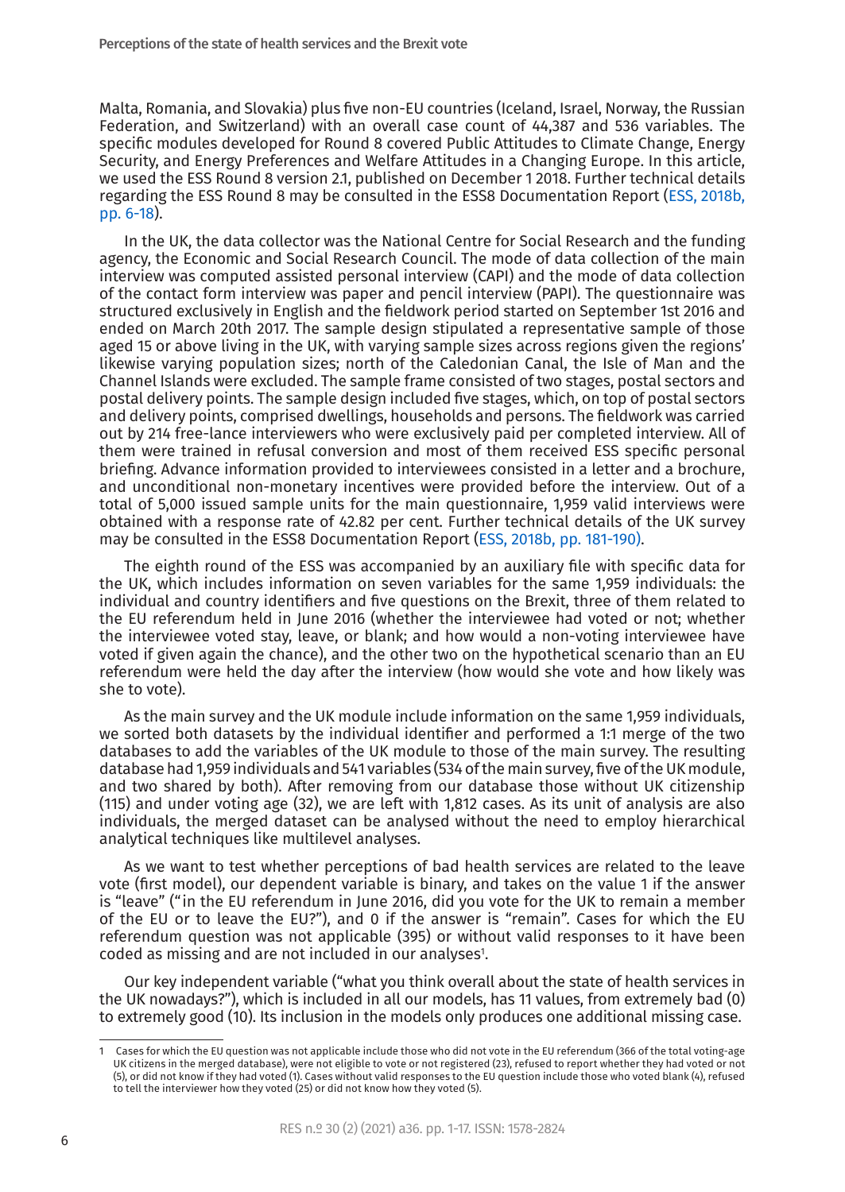Malta, Romania, and Slovakia) plus five non-EU countries (Iceland, Israel, Norway, the Russian Federation, and Switzerland) with an overall case count of 44,387 and 536 variables. The specific modules developed for Round 8 covered Public Attitudes to Climate Change, Energy Security, and Energy Preferences and Welfare Attitudes in a Changing Europe. In this article, we used the ESS Round 8 version 2.1, published on December 1 2018. Further technical details regarding the ESS Round 8 may be consulted in the ESS8 Documentation Report (ESS, 2018b, pp. 6-18).

In the UK, the data collector was the National Centre for Social Research and the funding agency, the Economic and Social Research Council. The mode of data collection of the main interview was computed assisted personal interview (CAPI) and the mode of data collection of the contact form interview was paper and pencil interview (PAPI). The questionnaire was structured exclusively in English and the fieldwork period started on September 1st 2016 and ended on March 20th 2017. The sample design stipulated a representative sample of those aged 15 or above living in the UK, with varying sample sizes across regions given the regions' likewise varying population sizes; north of the Caledonian Canal, the Isle of Man and the Channel Islands were excluded. The sample frame consisted of two stages, postal sectors and postal delivery points. The sample design included five stages, which, on top of postal sectors and delivery points, comprised dwellings, households and persons. The fieldwork was carried out by 214 free-lance interviewers who were exclusively paid per completed interview. All of them were trained in refusal conversion and most of them received ESS specific personal briefing. Advance information provided to interviewees consisted in a letter and a brochure, and unconditional non-monetary incentives were provided before the interview. Out of a total of 5,000 issued sample units for the main questionnaire, 1,959 valid interviews were obtained with a response rate of 42.82 per cent. Further technical details of the UK survey may be consulted in the ESS8 Documentation Report (ESS, 2018b, pp. 181-190).

The eighth round of the ESS was accompanied by an auxiliary file with specific data for the UK, which includes information on seven variables for the same 1,959 individuals: the individual and country identifiers and five questions on the Brexit, three of them related to the EU referendum held in June 2016 (whether the interviewee had voted or not; whether the interviewee voted stay, leave, or blank; and how would a non-voting interviewee have voted if given again the chance), and the other two on the hypothetical scenario than an EU referendum were held the day after the interview (how would she vote and how likely was she to vote).

As the main survey and the UK module include information on the same 1,959 individuals, we sorted both datasets by the individual identifier and performed a 1:1 merge of the two databases to add the variables of the UK module to those of the main survey. The resulting database had 1,959 individuals and 541 variables (534 of the main survey, five of the UK module, and two shared by both). After removing from our database those without UK citizenship (115) and under voting age (32), we are left with 1,812 cases. As its unit of analysis are also individuals, the merged dataset can be analysed without the need to employ hierarchical analytical techniques like multilevel analyses.

As we want to test whether perceptions of bad health services are related to the leave vote (first model), our dependent variable is binary, and takes on the value 1 if the answer is "leave" ("in the EU referendum in June 2016, did you vote for the UK to remain a member of the EU or to leave the EU?"), and 0 if the answer is "remain". Cases for which the EU referendum question was not applicable (395) or without valid responses to it have been coded as missing and are not included in our analyses[1].

Our key independent variable ("what you think overall about the state of health services in the UK nowadays?"), which is included in all our models, has 11 values, from extremely bad (0) to extremely good (10). Its inclusion in the models only produces one additional missing case.

---

[1] Cases for which the EU question was not applicable include those who did not vote in the EU referendum (366 of the total voting-age UK citizens in the merged database), were not eligible to vote or not registered (23), refused to report whether they had voted or not (5), or did not know if they had voted (1). Cases without valid responses to the EU question include those who voted blank (4), refused to tell the interviewer how they voted (25) or did not know how they voted (5).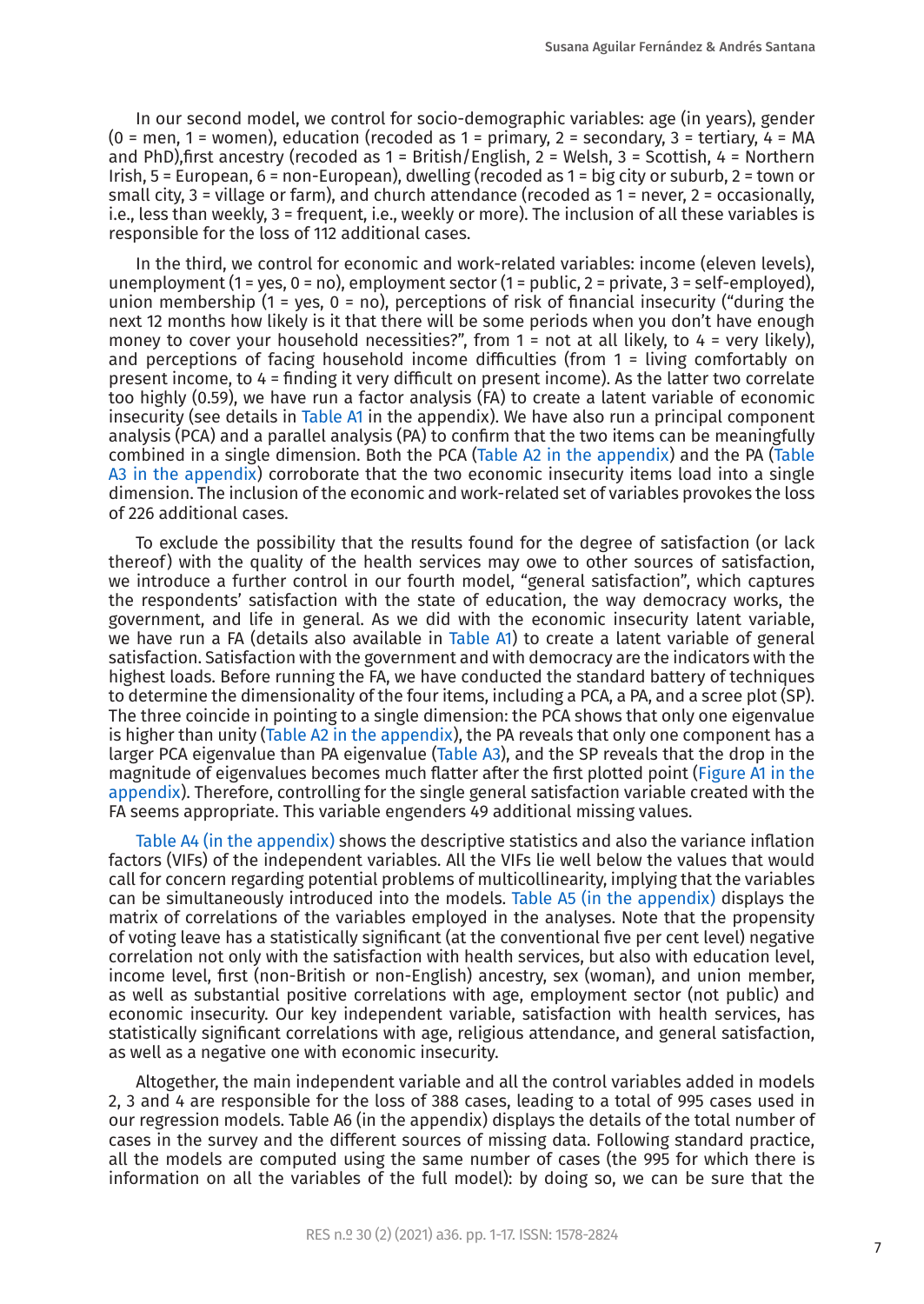In our second model, we control for socio-demographic variables: age (in years), gender (0 = men, 1 = women), education (recoded as 1 = primary, 2 = secondary, 3 = tertiary, 4 = MA and PhD),first ancestry (recoded as 1 = British/English, 2 = Welsh, 3 = Scottish, 4 = Northern Irish, 5 = European, 6 = non-European), dwelling (recoded as 1 = big city or suburb, 2 = town or small city, 3 = village or farm), and church attendance (recoded as 1 = never, 2 = occasionally, i.e., less than weekly, 3 = frequent, i.e., weekly or more). The inclusion of all these variables is responsible for the loss of 112 additional cases.

In the third, we control for economic and work-related variables: income (eleven levels), unemployment (1 = yes, 0 = no), employment sector (1 = public, 2 = private, 3 = self-employed), union membership (1 = yes, 0 = no), perceptions of risk of financial insecurity ("during the next 12 months how likely is it that there will be some periods when you don't have enough money to cover your household necessities?", from 1 = not at all likely, to 4 = very likely), and perceptions of facing household income difficulties (from 1 = living comfortably on present income, to 4 = finding it very difficult on present income). As the latter two correlate too highly (0.59), we have run a factor analysis (FA) to create a latent variable of economic insecurity (see details in Table A1 in the appendix). We have also run a principal component analysis (PCA) and a parallel analysis (PA) to confirm that the two items can be meaningfully combined in a single dimension. Both the PCA (Table A2 in the appendix) and the PA (Table A3 in the appendix) corroborate that the two economic insecurity items load into a single dimension. The inclusion of the economic and work-related set of variables provokes the loss of 226 additional cases.

To exclude the possibility that the results found for the degree of satisfaction (or lack thereof) with the quality of the health services may owe to other sources of satisfaction, we introduce a further control in our fourth model, "general satisfaction", which captures the respondents' satisfaction with the state of education, the way democracy works, the government, and life in general. As we did with the economic insecurity latent variable, we have run a FA (details also available in Table A1) to create a latent variable of general satisfaction. Satisfaction with the government and with democracy are the indicators with the highest loads. Before running the FA, we have conducted the standard battery of techniques to determine the dimensionality of the four items, including a PCA, a PA, and a scree plot (SP). The three coincide in pointing to a single dimension: the PCA shows that only one eigenvalue is higher than unity (Table A2 in the appendix), the PA reveals that only one component has a larger PCA eigenvalue than PA eigenvalue (Table A3), and the SP reveals that the drop in the magnitude of eigenvalues becomes much flatter after the first plotted point (Figure A1 in the appendix). Therefore, controlling for the single general satisfaction variable created with the FA seems appropriate. This variable engenders 49 additional missing values.

Table A4 (in the appendix) shows the descriptive statistics and also the variance inflation factors (VIFs) of the independent variables. All the VIFs lie well below the values that would call for concern regarding potential problems of multicollinearity, implying that the variables can be simultaneously introduced into the models. Table A5 (in the appendix) displays the matrix of correlations of the variables employed in the analyses. Note that the propensity of voting leave has a statistically significant (at the conventional five per cent level) negative correlation not only with the satisfaction with health services, but also with education level, income level, first (non-British or non-English) ancestry, sex (woman), and union member, as well as substantial positive correlations with age, employment sector (not public) and economic insecurity. Our key independent variable, satisfaction with health services, has statistically significant correlations with age, religious attendance, and general satisfaction, as well as a negative one with economic insecurity.

Altogether, the main independent variable and all the control variables added in models 2, 3 and 4 are responsible for the loss of 388 cases, leading to a total of 995 cases used in our regression models. Table A6 (in the appendix) displays the details of the total number of cases in the survey and the different sources of missing data. Following standard practice, all the models are computed using the same number of cases (the 995 for which there is information on all the variables of the full model): by doing so, we can be sure that the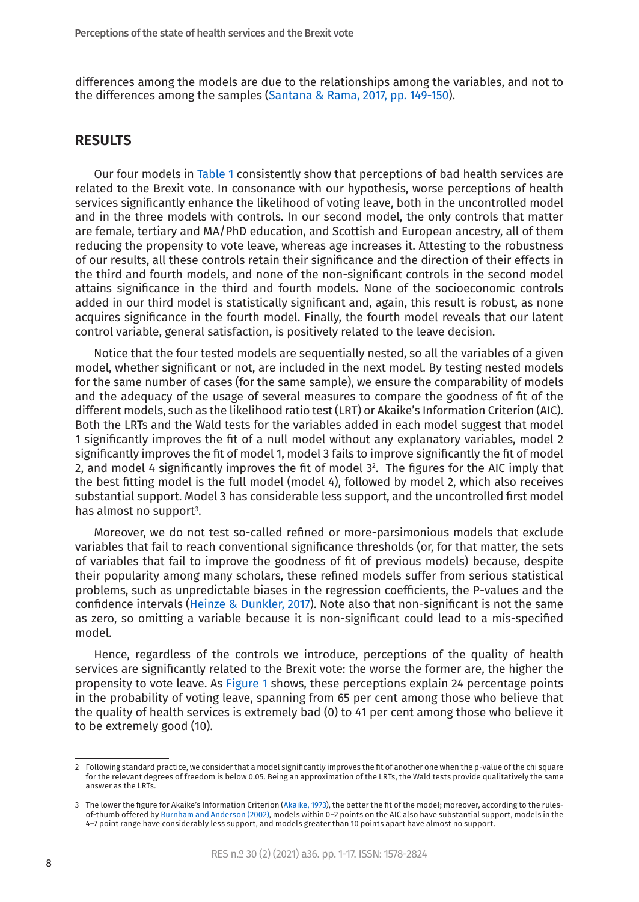differences among the models are due to the relationships among the variables, and not to the differences among the samples (Santana & Rama, 2017, pp. 149-150).

## RESULTS

Our four models in Table 1 consistently show that perceptions of bad health services are related to the Brexit vote. In consonance with our hypothesis, worse perceptions of health services significantly enhance the likelihood of voting leave, both in the uncontrolled model and in the three models with controls. In our second model, the only controls that matter are female, tertiary and MA/PhD education, and Scottish and European ancestry, all of them reducing the propensity to vote leave, whereas age increases it. Attesting to the robustness of our results, all these controls retain their significance and the direction of their effects in the third and fourth models, and none of the non-significant controls in the second model attains significance in the third and fourth models. None of the socioeconomic controls added in our third model is statistically significant and, again, this result is robust, as none acquires significance in the fourth model. Finally, the fourth model reveals that our latent control variable, general satisfaction, is positively related to the leave decision.

Notice that the four tested models are sequentially nested, so all the variables of a given model, whether significant or not, are included in the next model. By testing nested models for the same number of cases (for the same sample), we ensure the comparability of models and the adequacy of the usage of several measures to compare the goodness of fit of the different models, such as the likelihood ratio test (LRT) or Akaike's Information Criterion (AIC). Both the LRTs and the Wald tests for the variables added in each model suggest that model 1 significantly improves the fit of a null model without any explanatory variables, model 2 significantly improves the fit of model 1, model 3 fails to improve significantly the fit of model 2, and model 4 significantly improves the fit of model 3[2]. The figures for the AIC imply that the best fitting model is the full model (model 4), followed by model 2, which also receives substantial support. Model 3 has considerable less support, and the uncontrolled first model has almost no support[3].

Moreover, we do not test so-called refined or more-parsimonious models that exclude variables that fail to reach conventional significance thresholds (or, for that matter, the sets of variables that fail to improve the goodness of fit of previous models) because, despite their popularity among many scholars, these refined models suffer from serious statistical problems, such as unpredictable biases in the regression coefficients, the P-values and the confidence intervals (Heinze & Dunkler, 2017). Note also that non-significant is not the same as zero, so omitting a variable because it is non-significant could lead to a mis-specified model.

Hence, regardless of the controls we introduce, perceptions of the quality of health services are significantly related to the Brexit vote: the worse the former are, the higher the propensity to vote leave. As Figure 1 shows, these perceptions explain 24 percentage points in the probability of voting leave, spanning from 65 per cent among those who believe that the quality of health services is extremely bad (0) to 41 per cent among those who believe it to be extremely good (10).

---

2 Following standard practice, we consider that a model significantly improves the fit of another one when the p-value of the chi square for the relevant degrees of freedom is below 0.05. Being an approximation of the LRTs, the Wald tests provide qualitatively the same answer as the LRTs.

3 The lower the figure for Akaike's Information Criterion (Akaike, 1973), the better the fit of the model; moreover, according to the rules-of-thumb offered by Burnham and Anderson (2002), models within 0–2 points on the AIC also have substantial support, models in the 4–7 point range have considerably less support, and models greater than 10 points apart have almost no support.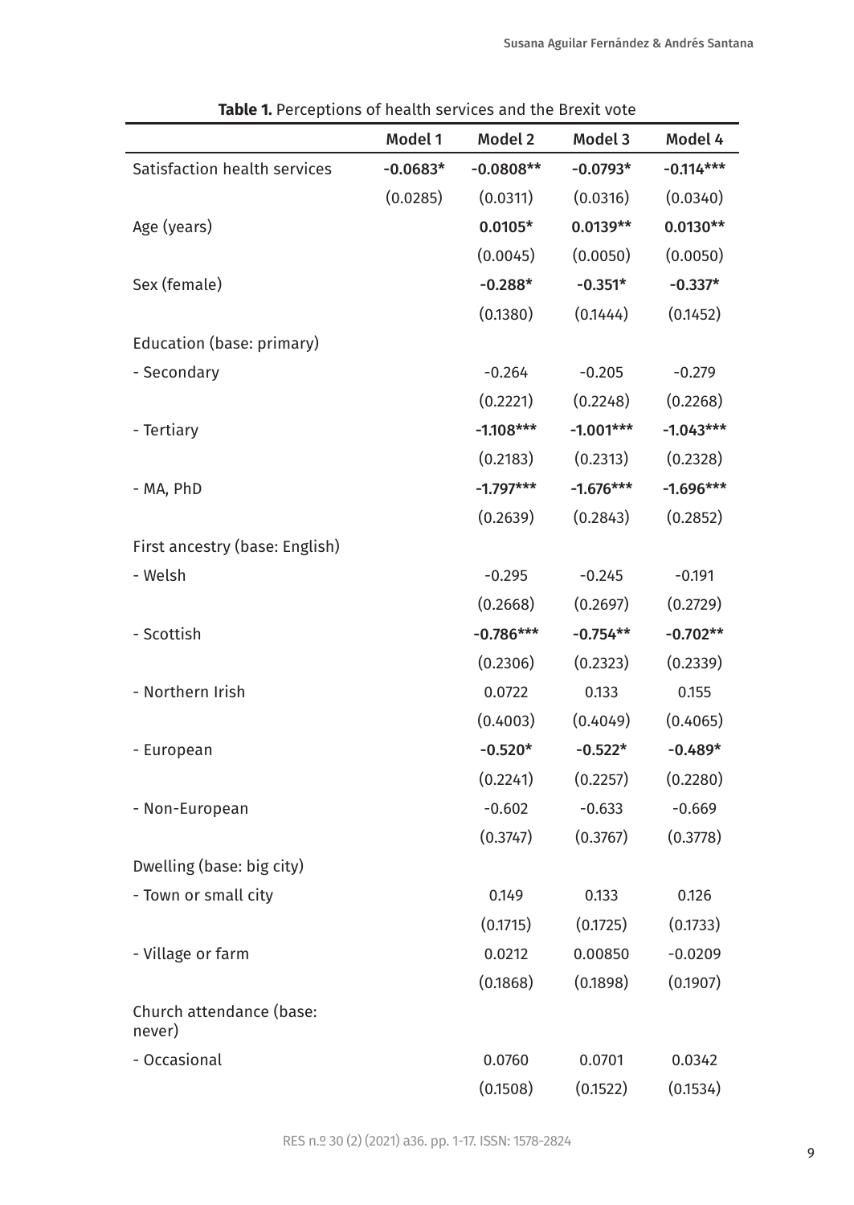**Table 1.** Perceptions of health services and the Brexit vote

| | Model 1 | Model 2 | Model 3 | Model 4 |
|---|---|---|---|---|
| Satisfaction health services | **-0.0683*** | **-0.0808**** | **-0.0793*** | **-0.114***** |
| | (0.0285) | (0.0311) | (0.0316) | (0.0340) |
| Age (years) | | **0.0105*** | **0.0139**** | **0.0130**** |
| | | (0.0045) | (0.0050) | (0.0050) |
| Sex (female) | | **-0.288*** | **-0.351*** | **-0.337*** |
| | | (0.1380) | (0.1444) | (0.1452) |
| Education (base: primary) | | | | |
| - Secondary | | -0.264 | -0.205 | -0.279 |
| | | (0.2221) | (0.2248) | (0.2268) |
| - Tertiary | | **-1.108***** | **-1.001***** | **-1.043***** |
| | | (0.2183) | (0.2313) | (0.2328) |
| - MA, PhD | | **-1.797***** | **-1.676***** | **-1.696***** |
| | | (0.2639) | (0.2843) | (0.2852) |
| First ancestry (base: English) | | | | |
| - Welsh | | -0.295 | -0.245 | -0.191 |
| | | (0.2668) | (0.2697) | (0.2729) |
| - Scottish | | **-0.786***** | **-0.754**** | **-0.702**** |
| | | (0.2306) | (0.2323) | (0.2339) |
| - Northern Irish | | 0.0722 | 0.133 | 0.155 |
| | | (0.4003) | (0.4049) | (0.4065) |
| - European | | **-0.520*** | **-0.522*** | **-0.489*** |
| | | (0.2241) | (0.2257) | (0.2280) |
| - Non-European | | -0.602 | -0.633 | -0.669 |
| | | (0.3747) | (0.3767) | (0.3778) |
| Dwelling (base: big city) | | | | |
| - Town or small city | | 0.149 | 0.133 | 0.126 |
| | | (0.1715) | (0.1725) | (0.1733) |
| - Village or farm | | 0.0212 | 0.00850 | -0.0209 |
| | | (0.1868) | (0.1898) | (0.1907) |
| Church attendance (base: never) | | | | |
| - Occasional | | 0.0760 | 0.0701 | 0.0342 |
| | | (0.1508) | (0.1522) | (0.1534) |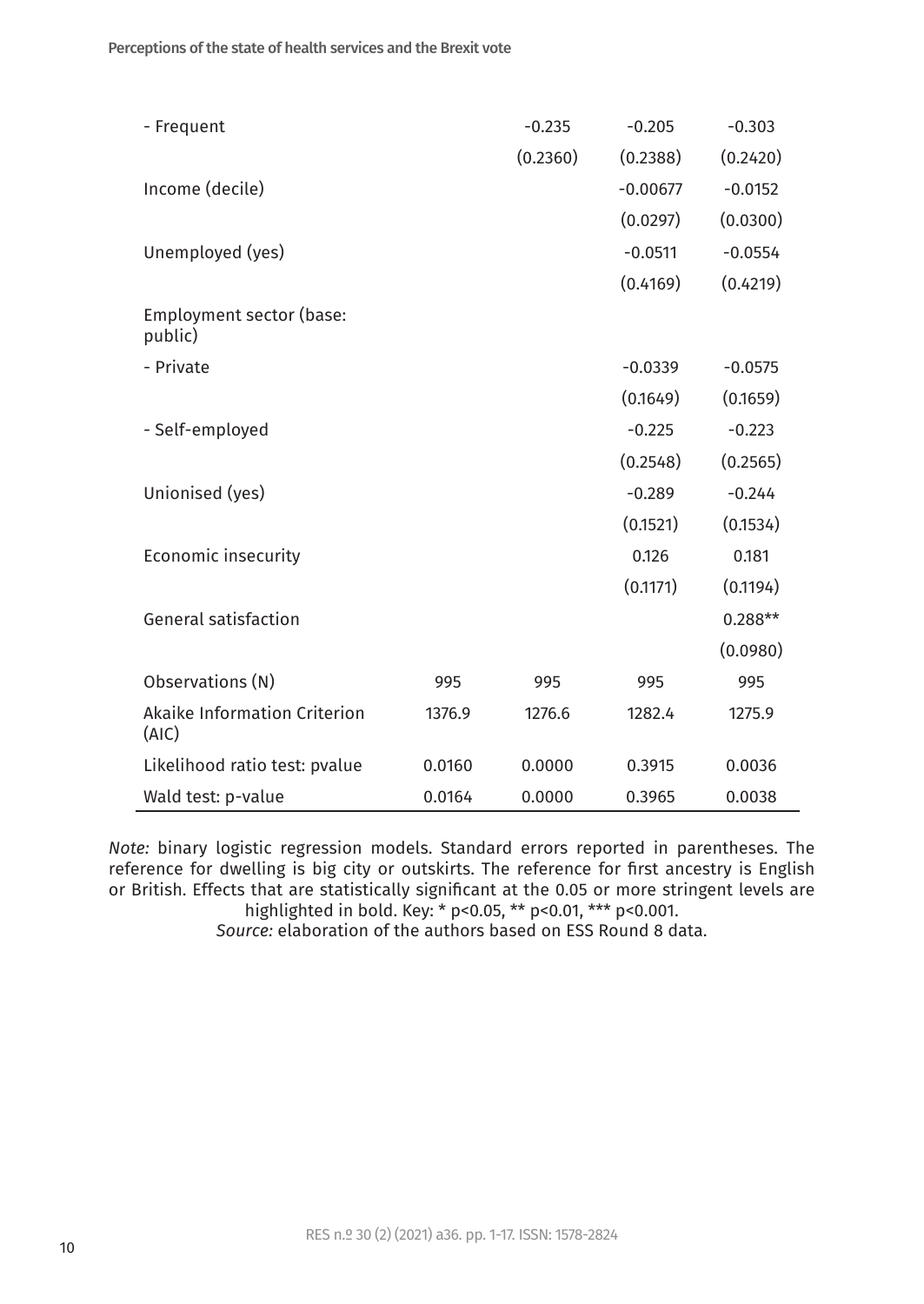| | | | | |
|---|---|---|---|---|
| - Frequent | | -0.235 | -0.205 | -0.303 |
| | | (0.2360) | (0.2388) | (0.2420) |
| Income (decile) | | | -0.00677 | -0.0152 |
| | | | (0.0297) | (0.0300) |
| Unemployed (yes) | | | -0.0511 | -0.0554 |
| | | | (0.4169) | (0.4219) |
| Employment sector (base: public) | | | | |
| - Private | | | -0.0339 | -0.0575 |
| | | | (0.1649) | (0.1659) |
| - Self-employed | | | -0.225 | -0.223 |
| | | | (0.2548) | (0.2565) |
| Unionised (yes) | | | -0.289 | -0.244 |
| | | | (0.1521) | (0.1534) |
| Economic insecurity | | | 0.126 | 0.181 |
| | | | (0.1171) | (0.1194) |
| General satisfaction | | | | 0.288** |
| | | | | (0.0980) |
| Observations (N) | 995 | 995 | 995 | 995 |
| Akaike Information Criterion (AIC) | 1376.9 | 1276.6 | 1282.4 | 1275.9 |
| Likelihood ratio test: pvalue | 0.0160 | 0.0000 | 0.3915 | 0.0036 |
| Wald test: p-value | 0.0164 | 0.0000 | 0.3965 | 0.0038 |

*Note:* binary logistic regression models. Standard errors reported in parentheses. The reference for dwelling is big city or outskirts. The reference for first ancestry is English or British. Effects that are statistically significant at the 0.05 or more stringent levels are highlighted in bold. Key: * $p<0.05$, ** $p<0.01$, *** $p<0.001$.

*Source:* elaboration of the authors based on ESS Round 8 data.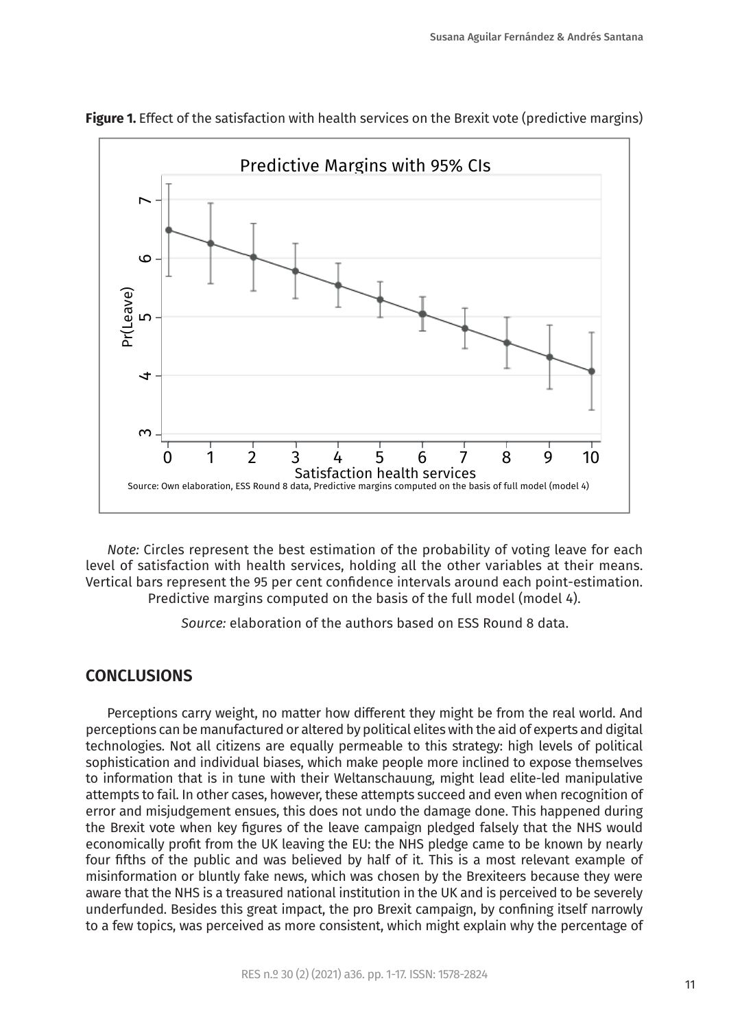**Figure 1.** Effect of the satisfaction with health services on the Brexit vote (predictive margins)

*Note:* Circles represent the best estimation of the probability of voting leave for each level of satisfaction with health services, holding all the other variables at their means. Vertical bars represent the 95 per cent confidence intervals around each point-estimation. Predictive margins computed on the basis of the full model (model 4).

*Source:* elaboration of the authors based on ESS Round 8 data.

## CONCLUSIONS

Perceptions carry weight, no matter how different they might be from the real world. And perceptions can be manufactured or altered by political elites with the aid of experts and digital technologies. Not all citizens are equally permeable to this strategy: high levels of political sophistication and individual biases, which make people more inclined to expose themselves to information that is in tune with their Weltanschauung, might lead elite-led manipulative attempts to fail. In other cases, however, these attempts succeed and even when recognition of error and misjudgement ensues, this does not undo the damage done. This happened during the Brexit vote when key figures of the leave campaign pledged falsely that the NHS would economically profit from the UK leaving the EU: the NHS pledge came to be known by nearly four fifths of the public and was believed by half of it. This is a most relevant example of misinformation or bluntly fake news, which was chosen by the Brexiteers because they were aware that the NHS is a treasured national institution in the UK and is perceived to be severely underfunded. Besides this great impact, the pro Brexit campaign, by confining itself narrowly to a few topics, was perceived as more consistent, which might explain why the percentage of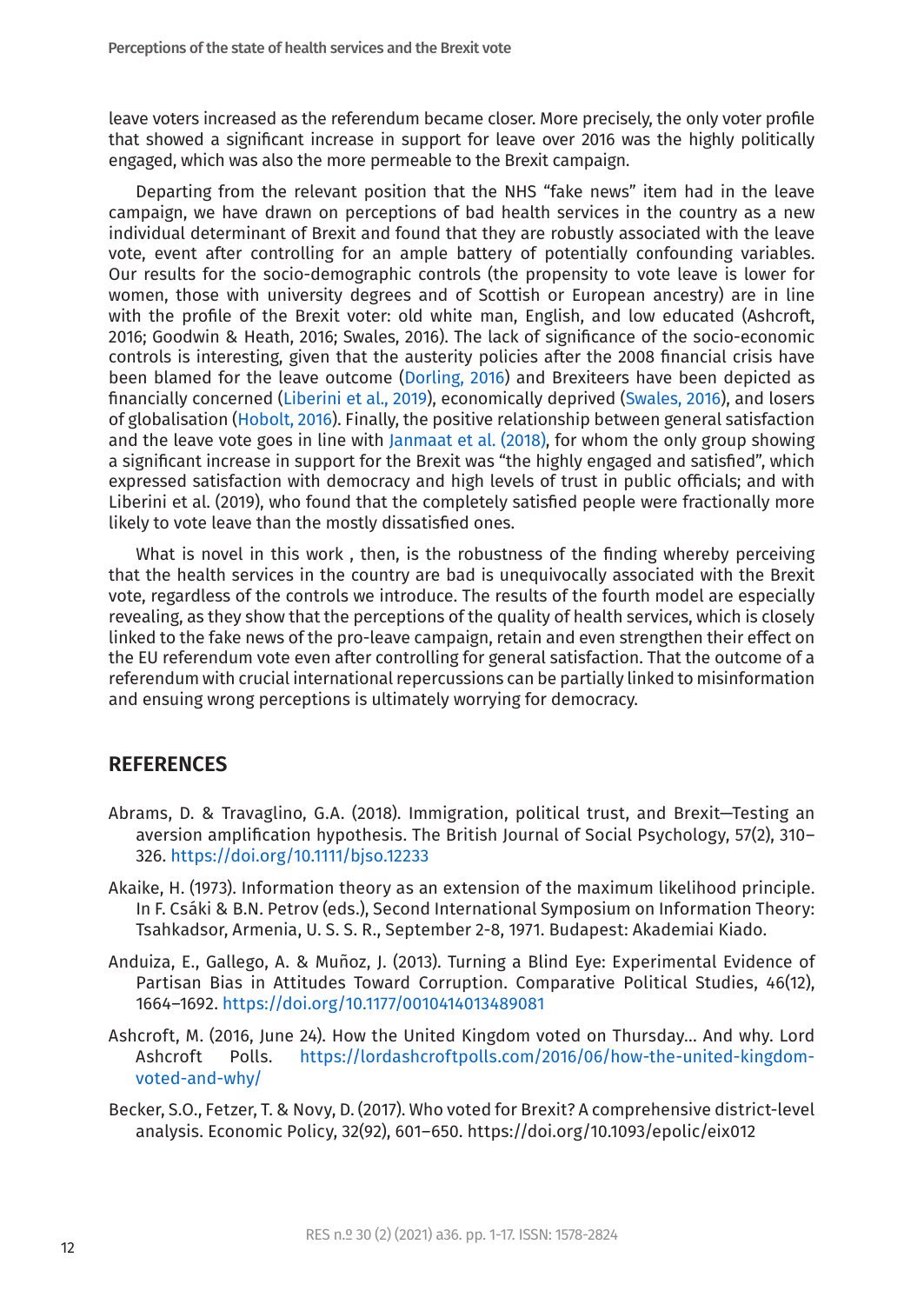leave voters increased as the referendum became closer. More precisely, the only voter profile that showed a significant increase in support for leave over 2016 was the highly politically engaged, which was also the more permeable to the Brexit campaign.

Departing from the relevant position that the NHS "fake news" item had in the leave campaign, we have drawn on perceptions of bad health services in the country as a new individual determinant of Brexit and found that they are robustly associated with the leave vote, event after controlling for an ample battery of potentially confounding variables. Our results for the socio-demographic controls (the propensity to vote leave is lower for women, those with university degrees and of Scottish or European ancestry) are in line with the profile of the Brexit voter: old white man, English, and low educated (Ashcroft, 2016; Goodwin & Heath, 2016; Swales, 2016). The lack of significance of the socio-economic controls is interesting, given that the austerity policies after the 2008 financial crisis have been blamed for the leave outcome (Dorling, 2016) and Brexiteers have been depicted as financially concerned (Liberini et al., 2019), economically deprived (Swales, 2016), and losers of globalisation (Hobolt, 2016). Finally, the positive relationship between general satisfaction and the leave vote goes in line with Janmaat et al. (2018), for whom the only group showing a significant increase in support for the Brexit was "the highly engaged and satisfied", which expressed satisfaction with democracy and high levels of trust in public officials; and with Liberini et al. (2019), who found that the completely satisfied people were fractionally more likely to vote leave than the mostly dissatisfied ones.

What is novel in this work , then, is the robustness of the finding whereby perceiving that the health services in the country are bad is unequivocally associated with the Brexit vote, regardless of the controls we introduce. The results of the fourth model are especially revealing, as they show that the perceptions of the quality of health services, which is closely linked to the fake news of the pro-leave campaign, retain and even strengthen their effect on the EU referendum vote even after controlling for general satisfaction. That the outcome of a referendum with crucial international repercussions can be partially linked to misinformation and ensuing wrong perceptions is ultimately worrying for democracy.

## REFERENCES

Abrams, D. & Travaglino, G.A. (2018). Immigration, political trust, and Brexit—Testing an aversion amplification hypothesis. The British Journal of Social Psychology, 57(2), 310–326. https://doi.org/10.1111/bjso.12233

Akaike, H. (1973). Information theory as an extension of the maximum likelihood principle. In F. Csáki & B.N. Petrov (eds.), Second International Symposium on Information Theory: Tsahkadsor, Armenia, U. S. S. R., September 2-8, 1971. Budapest: Akademiai Kiado.

Anduiza, E., Gallego, A. & Muñoz, J. (2013). Turning a Blind Eye: Experimental Evidence of Partisan Bias in Attitudes Toward Corruption. Comparative Political Studies, 46(12), 1664–1692. https://doi.org/10.1177/0010414013489081

Ashcroft, M. (2016, June 24). How the United Kingdom voted on Thursday… And why. Lord Ashcroft Polls. https://lordashcroftpolls.com/2016/06/how-the-united-kingdom-voted-and-why/

Becker, S.O., Fetzer, T. & Novy, D. (2017). Who voted for Brexit? A comprehensive district-level analysis. Economic Policy, 32(92), 601–650. https://doi.org/10.1093/epolic/eix012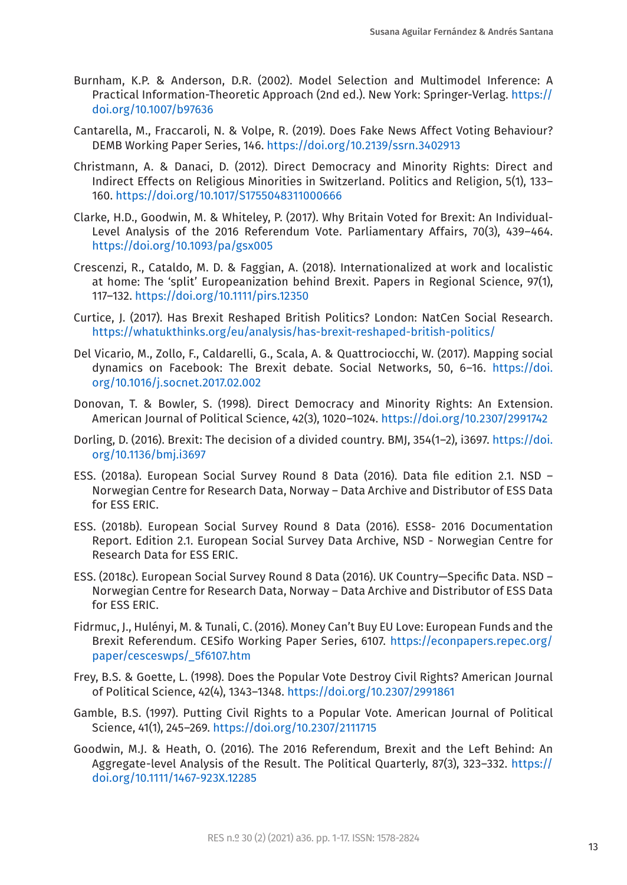Burnham, K.P. & Anderson, D.R. (2002). Model Selection and Multimodel Inference: A Practical Information-Theoretic Approach (2nd ed.). New York: Springer-Verlag. https://doi.org/10.1007/b97636

Cantarella, M., Fraccaroli, N. & Volpe, R. (2019). Does Fake News Affect Voting Behaviour? DEMB Working Paper Series, 146. https://doi.org/10.2139/ssrn.3402913

Christmann, A. & Danaci, D. (2012). Direct Democracy and Minority Rights: Direct and Indirect Effects on Religious Minorities in Switzerland. Politics and Religion, 5(1), 133–160. https://doi.org/10.1017/S1755048311000666

Clarke, H.D., Goodwin, M. & Whiteley, P. (2017). Why Britain Voted for Brexit: An Individual-Level Analysis of the 2016 Referendum Vote. Parliamentary Affairs, 70(3), 439–464. https://doi.org/10.1093/pa/gsx005

Crescenzi, R., Cataldo, M. D. & Faggian, A. (2018). Internationalized at work and localistic at home: The 'split' Europeanization behind Brexit. Papers in Regional Science, 97(1), 117–132. https://doi.org/10.1111/pirs.12350

Curtice, J. (2017). Has Brexit Reshaped British Politics? London: NatCen Social Research. https://whatukthinks.org/eu/analysis/has-brexit-reshaped-british-politics/

Del Vicario, M., Zollo, F., Caldarelli, G., Scala, A. & Quattrociocchi, W. (2017). Mapping social dynamics on Facebook: The Brexit debate. Social Networks, 50, 6–16. https://doi.org/10.1016/j.socnet.2017.02.002

Donovan, T. & Bowler, S. (1998). Direct Democracy and Minority Rights: An Extension. American Journal of Political Science, 42(3), 1020–1024. https://doi.org/10.2307/2991742

Dorling, D. (2016). Brexit: The decision of a divided country. BMJ, 354(1–2), i3697. https://doi.org/10.1136/bmj.i3697

ESS. (2018a). European Social Survey Round 8 Data (2016). Data file edition 2.1. NSD – Norwegian Centre for Research Data, Norway – Data Archive and Distributor of ESS Data for ESS ERIC.

ESS. (2018b). European Social Survey Round 8 Data (2016). ESS8- 2016 Documentation Report. Edition 2.1. European Social Survey Data Archive, NSD - Norwegian Centre for Research Data for ESS ERIC.

ESS. (2018c). European Social Survey Round 8 Data (2016). UK Country—Specific Data. NSD – Norwegian Centre for Research Data, Norway – Data Archive and Distributor of ESS Data for ESS ERIC.

Fidrmuc, J., Hulényi, M. & Tunali, C. (2016). Money Can't Buy EU Love: European Funds and the Brexit Referendum. CESifo Working Paper Series, 6107. https://econpapers.repec.org/paper/cesceswps/_5f6107.htm

Frey, B.S. & Goette, L. (1998). Does the Popular Vote Destroy Civil Rights? American Journal of Political Science, 42(4), 1343–1348. https://doi.org/10.2307/2991861

Gamble, B.S. (1997). Putting Civil Rights to a Popular Vote. American Journal of Political Science, 41(1), 245–269. https://doi.org/10.2307/2111715

Goodwin, M.J. & Heath, O. (2016). The 2016 Referendum, Brexit and the Left Behind: An Aggregate-level Analysis of the Result. The Political Quarterly, 87(3), 323–332. https://doi.org/10.1111/1467-923X.12285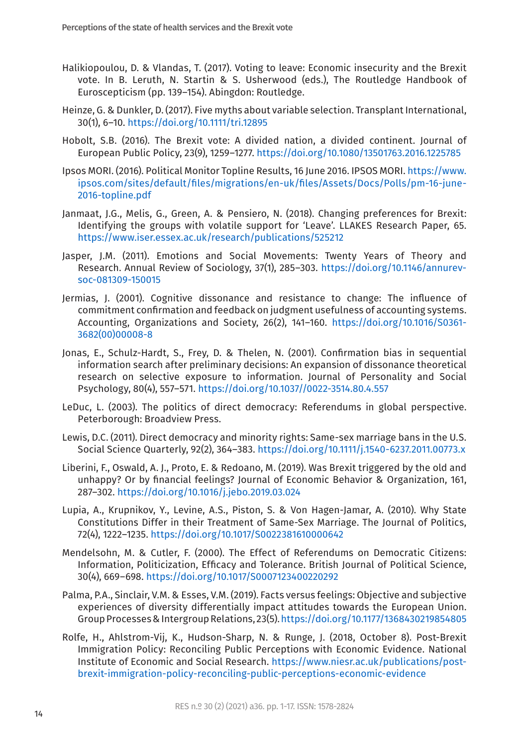Halikiopoulou, D. & Vlandas, T. (2017). Voting to leave: Economic insecurity and the Brexit vote. In B. Leruth, N. Startin & S. Usherwood (eds.), The Routledge Handbook of Euroscepticism (pp. 139–154). Abingdon: Routledge.

Heinze, G. & Dunkler, D. (2017). Five myths about variable selection. Transplant International, 30(1), 6–10. https://doi.org/10.1111/tri.12895

Hobolt, S.B. (2016). The Brexit vote: A divided nation, a divided continent. Journal of European Public Policy, 23(9), 1259–1277. https://doi.org/10.1080/13501763.2016.1225785

Ipsos MORI. (2016). Political Monitor Topline Results, 16 June 2016. IPSOS MORI. https://www.ipsos.com/sites/default/files/migrations/en-uk/files/Assets/Docs/Polls/pm-16-june-2016-topline.pdf

Janmaat, J.G., Melis, G., Green, A. & Pensiero, N. (2018). Changing preferences for Brexit: Identifying the groups with volatile support for 'Leave'. LLAKES Research Paper, 65. https://www.iser.essex.ac.uk/research/publications/525212

Jasper, J.M. (2011). Emotions and Social Movements: Twenty Years of Theory and Research. Annual Review of Sociology, 37(1), 285–303. https://doi.org/10.1146/annurev-soc-081309-150015

Jermias, J. (2001). Cognitive dissonance and resistance to change: The influence of commitment confirmation and feedback on judgment usefulness of accounting systems. Accounting, Organizations and Society, 26(2), 141–160. https://doi.org/10.1016/S0361-3682(00)00008-8

Jonas, E., Schulz-Hardt, S., Frey, D. & Thelen, N. (2001). Confirmation bias in sequential information search after preliminary decisions: An expansion of dissonance theoretical research on selective exposure to information. Journal of Personality and Social Psychology, 80(4), 557–571. https://doi.org/10.1037//0022-3514.80.4.557

LeDuc, L. (2003). The politics of direct democracy: Referendums in global perspective. Peterborough: Broadview Press.

Lewis, D.C. (2011). Direct democracy and minority rights: Same-sex marriage bans in the U.S. Social Science Quarterly, 92(2), 364–383. https://doi.org/10.1111/j.1540-6237.2011.00773.x

Liberini, F., Oswald, A. J., Proto, E. & Redoano, M. (2019). Was Brexit triggered by the old and unhappy? Or by financial feelings? Journal of Economic Behavior & Organization, 161, 287–302. https://doi.org/10.1016/j.jebo.2019.03.024

Lupia, A., Krupnikov, Y., Levine, A.S., Piston, S. & Von Hagen-Jamar, A. (2010). Why State Constitutions Differ in their Treatment of Same-Sex Marriage. The Journal of Politics, 72(4), 1222–1235. https://doi.org/10.1017/S0022381610000642

Mendelsohn, M. & Cutler, F. (2000). The Effect of Referendums on Democratic Citizens: Information, Politicization, Efficacy and Tolerance. British Journal of Political Science, 30(4), 669–698. https://doi.org/10.1017/S0007123400220292

Palma, P.A., Sinclair, V.M. & Esses, V.M. (2019). Facts versus feelings: Objective and subjective experiences of diversity differentially impact attitudes towards the European Union. Group Processes & Intergroup Relations, 23(5). https://doi.org/10.1177/1368430219854805

Rolfe, H., Ahlstrom-Vij, K., Hudson-Sharp, N. & Runge, J. (2018, October 8). Post-Brexit Immigration Policy: Reconciling Public Perceptions with Economic Evidence. National Institute of Economic and Social Research. https://www.niesr.ac.uk/publications/post-brexit-immigration-policy-reconciling-public-perceptions-economic-evidence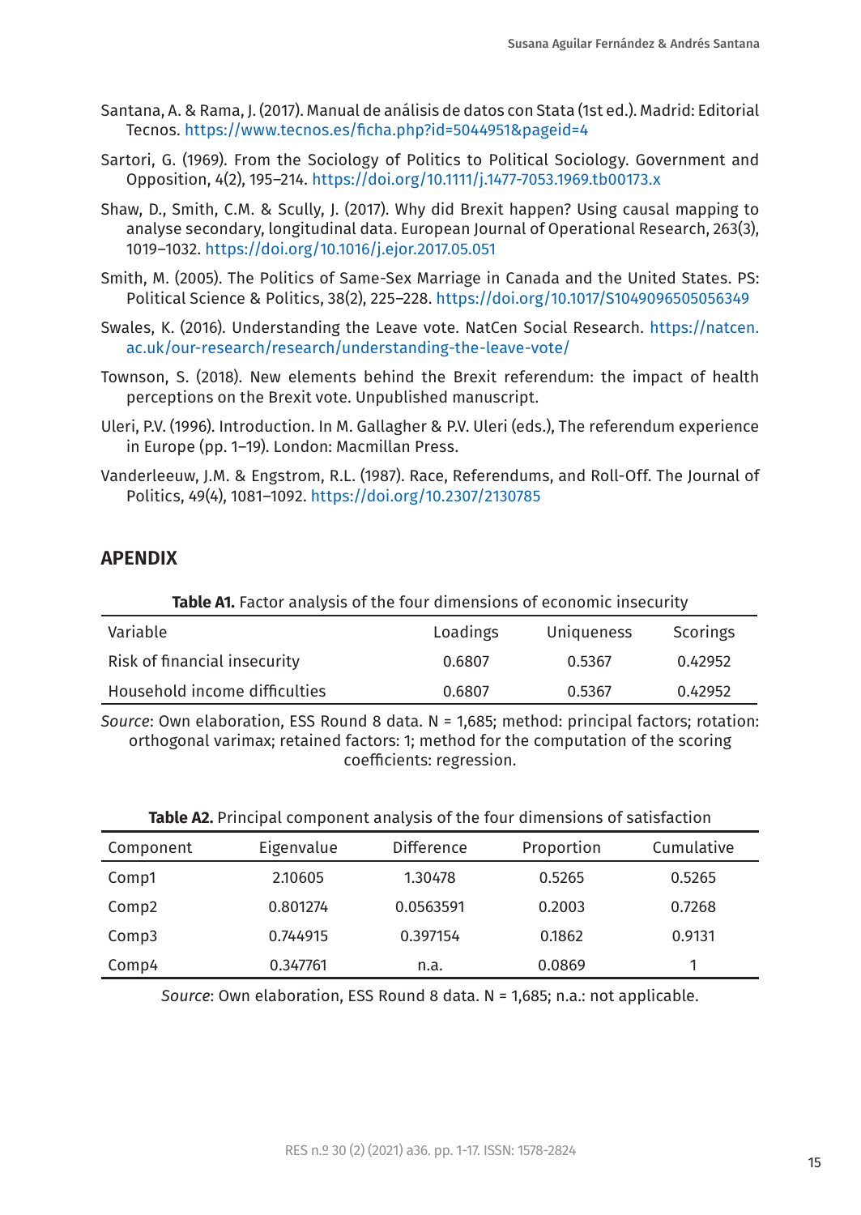Santana, A. & Rama, J. (2017). Manual de análisis de datos con Stata (1st ed.). Madrid: Editorial Tecnos. https://www.tecnos.es/ficha.php?id=5044951&pageid=4

Sartori, G. (1969). From the Sociology of Politics to Political Sociology. Government and Opposition, 4(2), 195–214. https://doi.org/10.1111/j.1477-7053.1969.tb00173.x

Shaw, D., Smith, C.M. & Scully, J. (2017). Why did Brexit happen? Using causal mapping to analyse secondary, longitudinal data. European Journal of Operational Research, 263(3), 1019–1032. https://doi.org/10.1016/j.ejor.2017.05.051

Smith, M. (2005). The Politics of Same-Sex Marriage in Canada and the United States. PS: Political Science & Politics, 38(2), 225–228. https://doi.org/10.1017/S1049096505056349

Swales, K. (2016). Understanding the Leave vote. NatCen Social Research. https://natcen.ac.uk/our-research/research/understanding-the-leave-vote/

Townson, S. (2018). New elements behind the Brexit referendum: the impact of health perceptions on the Brexit vote. Unpublished manuscript.

Uleri, P.V. (1996). Introduction. In M. Gallagher & P.V. Uleri (eds.), The referendum experience in Europe (pp. 1–19). London: Macmillan Press.

Vanderleeuw, J.M. & Engstrom, R.L. (1987). Race, Referendums, and Roll-Off. The Journal of Politics, 49(4), 1081–1092. https://doi.org/10.2307/2130785

## APENDIX

**Table A1.** Factor analysis of the four dimensions of economic insecurity

| Variable | Loadings | Uniqueness | Scorings |
|---|---|---|---|
| Risk of financial insecurity | 0.6807 | 0.5367 | 0.42952 |
| Household income difficulties | 0.6807 | 0.5367 | 0.42952 |

*Source*: Own elaboration, ESS Round 8 data. N = 1,685; method: principal factors; rotation: orthogonal varimax; retained factors: 1; method for the computation of the scoring coefficients: regression.

**Table A2.** Principal component analysis of the four dimensions of satisfaction

| Component | Eigenvalue | Difference | Proportion | Cumulative |
|---|---|---|---|---|
| Comp1 | 2.10605 | 1.30478 | 0.5265 | 0.5265 |
| Comp2 | 0.801274 | 0.0563591 | 0.2003 | 0.7268 |
| Comp3 | 0.744915 | 0.397154 | 0.1862 | 0.9131 |
| Comp4 | 0.347761 | n.a. | 0.0869 | 1 |

*Source*: Own elaboration, ESS Round 8 data. N = 1,685; n.a.: not applicable.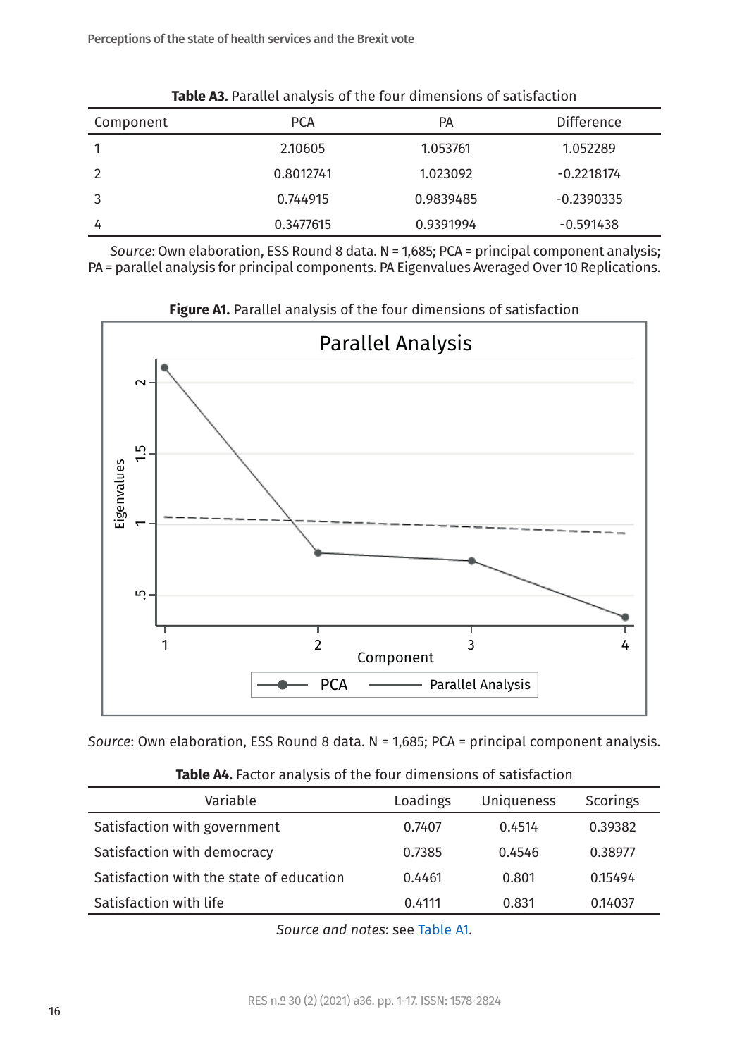**Table A3.** Parallel analysis of the four dimensions of satisfaction

| Component | PCA | PA | Difference |
|---|---|---|---|
| 1 | 2.10605 | 1.053761 | 1.052289 |
| 2 | 0.8012741 | 1.023092 | -0.2218174 |
| 3 | 0.744915 | 0.9839485 | -0.2390335 |
| 4 | 0.3477615 | 0.9391994 | -0.591438 |

*Source*: Own elaboration, ESS Round 8 data. N = 1,685; PCA = principal component analysis; PA = parallel analysis for principal components. PA Eigenvalues Averaged Over 10 Replications.

**Figure A1.** Parallel analysis of the four dimensions of satisfaction

*Source*: Own elaboration, ESS Round 8 data. N = 1,685; PCA = principal component analysis.

**Table A4.** Factor analysis of the four dimensions of satisfaction

| Variable | Loadings | Uniqueness | Scorings |
|---|---|---|---|
| Satisfaction with government | 0.7407 | 0.4514 | 0.39382 |
| Satisfaction with democracy | 0.7385 | 0.4546 | 0.38977 |
| Satisfaction with the state of education | 0.4461 | 0.801 | 0.15494 |
| Satisfaction with life | 0.4111 | 0.831 | 0.14037 |

*Source and notes*: see Table A1.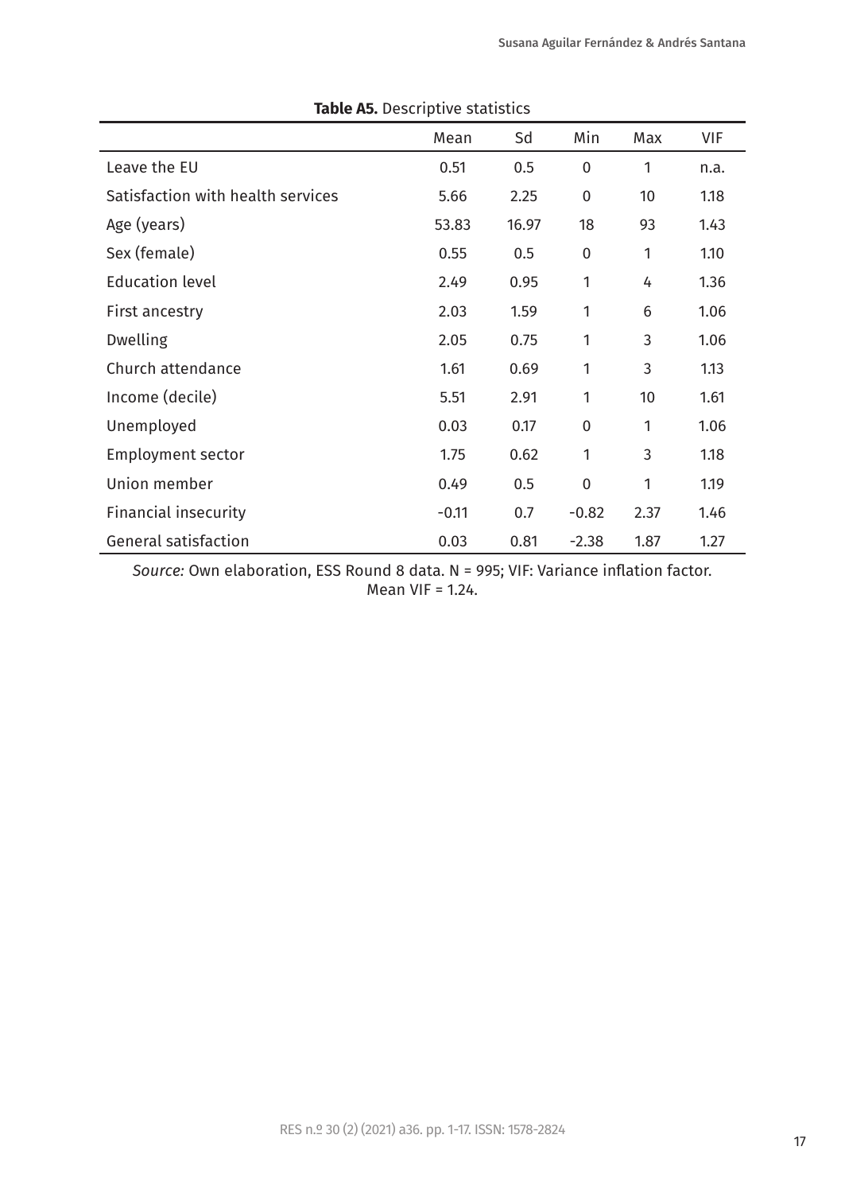**Table A5.** Descriptive statistics

| | Mean | Sd | Min | Max | VIF |
|---|---|---|---|---|---|
| Leave the EU | 0.51 | 0.5 | 0 | 1 | n.a. |
| Satisfaction with health services | 5.66 | 2.25 | 0 | 10 | 1.18 |
| Age (years) | 53.83 | 16.97 | 18 | 93 | 1.43 |
| Sex (female) | 0.55 | 0.5 | 0 | 1 | 1.10 |
| Education level | 2.49 | 0.95 | 1 | 4 | 1.36 |
| First ancestry | 2.03 | 1.59 | 1 | 6 | 1.06 |
| Dwelling | 2.05 | 0.75 | 1 | 3 | 1.06 |
| Church attendance | 1.61 | 0.69 | 1 | 3 | 1.13 |
| Income (decile) | 5.51 | 2.91 | 1 | 10 | 1.61 |
| Unemployed | 0.03 | 0.17 | 0 | 1 | 1.06 |
| Employment sector | 1.75 | 0.62 | 1 | 3 | 1.18 |
| Union member | 0.49 | 0.5 | 0 | 1 | 1.19 |
| Financial insecurity | -0.11 | 0.7 | -0.82 | 2.37 | 1.46 |
| General satisfaction | 0.03 | 0.81 | -2.38 | 1.87 | 1.27 |

*Source:* Own elaboration, ESS Round 8 data. N = 995; VIF: Variance inflation factor. Mean VIF = 1.24.